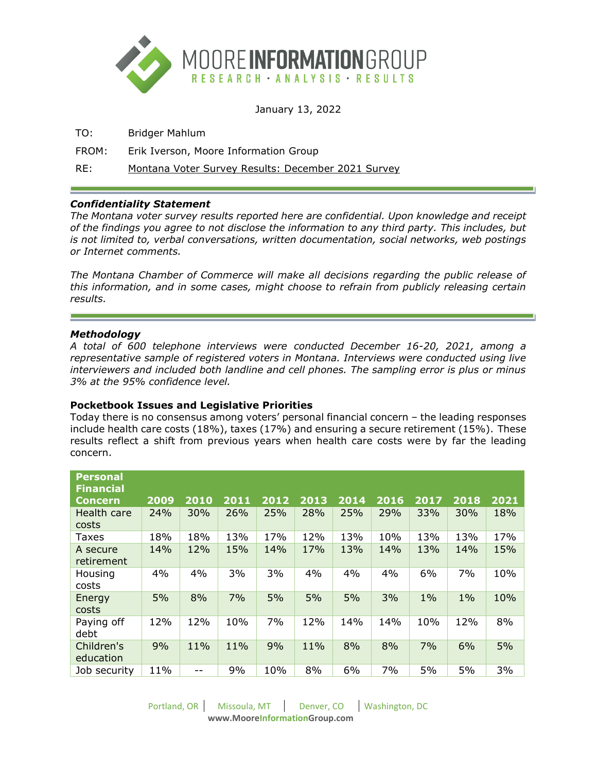January 13, 2022

TO: Bridger Mahlum

FROM: Erik Iverson, Moore Information Group

RE: Montana Voter Survey Results: December 2021 Survey

### *Confidentiality Statement*

*The Montana voter survey results reported here are confidential. Upon knowledge and receipt of the findings you agree to not disclose the information to any third party. This includes, but is not limited to, verbal conversations, written documentation, social networks, web postings or Internet comments.*

*The Montana Chamber of Commerce will make all decisions regarding the public release of this information, and in some cases, might choose to refrain from publicly releasing certain results.*

### *Methodology*

*A total of 600 telephone interviews were conducted December 16-20, 2021, among a representative sample of registered voters in Montana. Interviews were conducted using live interviewers and included both landline and cell phones. The sampling error is plus or minus 3% at the 95% confidence level.*

### Pocketbook Issues and Legislative Priorities

Today there is no consensus among voters' personal financial concern – the leading responses include health care costs (18%), taxes (17%) and ensuring a secure retirement (15%). These results reflect a shift from previous years when health care costs were by far the leading concern.

| Personal Financial Concern | 2009 | 2010 | 2011 | 2012 | 2013 | 2014 | 2016 | 2017 | 2018 | 2021 |
|---|---|---|---|---|---|---|---|---|---|---|
| Health care costs | 24% | 30% | 26% | 25% | 28% | 25% | 29% | 33% | 30% | 18% |
| Taxes | 18% | 18% | 13% | 17% | 12% | 13% | 10% | 13% | 13% | 17% |
| A secure retirement | 14% | 12% | 15% | 14% | 17% | 13% | 14% | 13% | 14% | 15% |
| Housing costs | 4% | 4% | 3% | 3% | 4% | 4% | 4% | 6% | 7% | 10% |
| Energy costs | 5% | 8% | 7% | 5% | 5% | 5% | 3% | 1% | 1% | 10% |
| Paying off debt | 12% | 12% | 10% | 7% | 12% | 14% | 14% | 10% | 12% | 8% |
| Children's education | 9% | 11% | 11% | 9% | 11% | 8% | 8% | 7% | 6% | 5% |
| Job security | 11% | -- | 9% | 10% | 8% | 6% | 7% | 5% | 5% | 3% |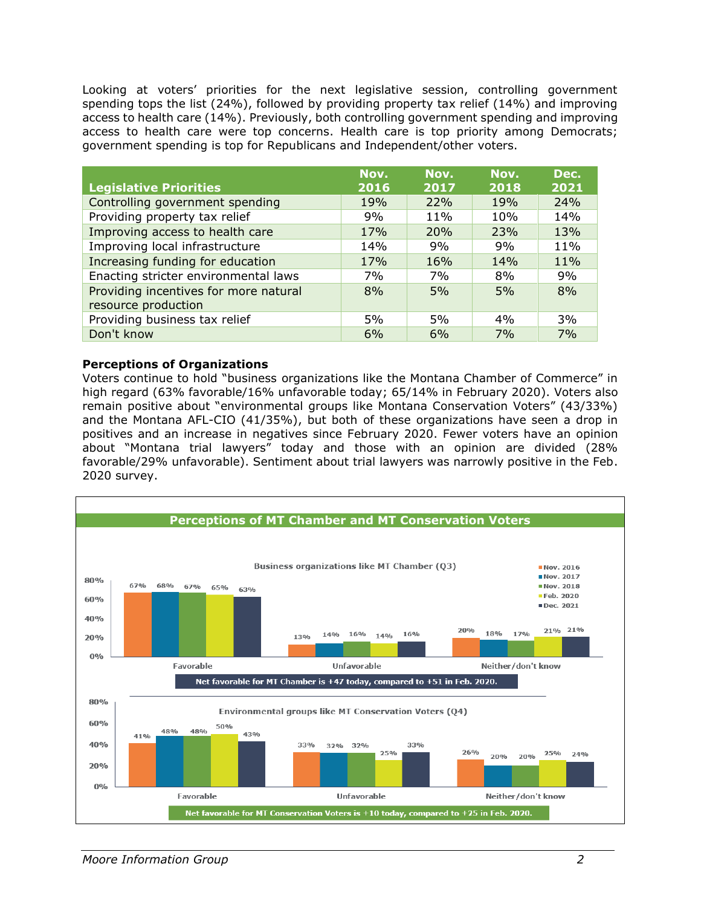Looking at voters' priorities for the next legislative session, controlling government spending tops the list (24%), followed by providing property tax relief (14%) and improving access to health care (14%). Previously, both controlling government spending and improving access to health care were top concerns. Health care is top priority among Democrats; government spending is top for Republicans and Independent/other voters.

| Legislative Priorities | Nov. 2016 | Nov. 2017 | Nov. 2018 | Dec. 2021 |
|---|---|---|---|---|
| Controlling government spending | 19% | 22% | 19% | 24% |
| Providing property tax relief | 9% | 11% | 10% | 14% |
| Improving access to health care | 17% | 20% | 23% | 13% |
| Improving local infrastructure | 14% | 9% | 9% | 11% |
| Increasing funding for education | 17% | 16% | 14% | 11% |
| Enacting stricter environmental laws | 7% | 7% | 8% | 9% |
| Providing incentives for more natural resource production | 8% | 5% | 5% | 8% |
| Providing business tax relief | 5% | 5% | 4% | 3% |
| Don't know | 6% | 6% | 7% | 7% |

**Perceptions of Organizations**

Voters continue to hold "business organizations like the Montana Chamber of Commerce" in high regard (63% favorable/16% unfavorable today; 65/14% in February 2020). Voters also remain positive about "environmental groups like Montana Conservation Voters" (43/33%) and the Montana AFL-CIO (41/35%), but both of these organizations have seen a drop in positives and an increase in negatives since February 2020. Fewer voters have an opinion about "Montana trial lawyers" today and those with an opinion are divided (28% favorable/29% unfavorable). Sentiment about trial lawyers was narrowly positive in the Feb. 2020 survey.

**Perceptions of MT Chamber and MT Conservation Voters**

Business organizations like MT Chamber (Q3)

| | Nov. 2016 | Nov. 2017 | Nov. 2018 | Feb. 2020 | Dec. 2021 |
|---|---|---|---|---|---|
| Favorable | 67% | 68% | 67% | 65% | 63% |
| Unfavorable | 13% | 14% | 16% | 14% | 16% |
| Neither/don't know | 20% | 18% | 17% | 21% | 21% |

Net favorable for MT Chamber is +47 today, compared to +51 in Feb. 2020.

Environmental groups like MT Conservation Voters (Q4)

| | Nov. 2016 | Nov. 2017 | Nov. 2018 | Feb. 2020 | Dec. 2021 |
|---|---|---|---|---|---|
| Favorable | 41% | 48% | 48% | 50% | 43% |
| Unfavorable | 33% | 32% | 32% | 25% | 33% |
| Neither/don't know | 26% | 20% | 20% | 25% | 24% |

Net favorable for MT Conservation Voters is +10 today, compared to +25 in Feb. 2020.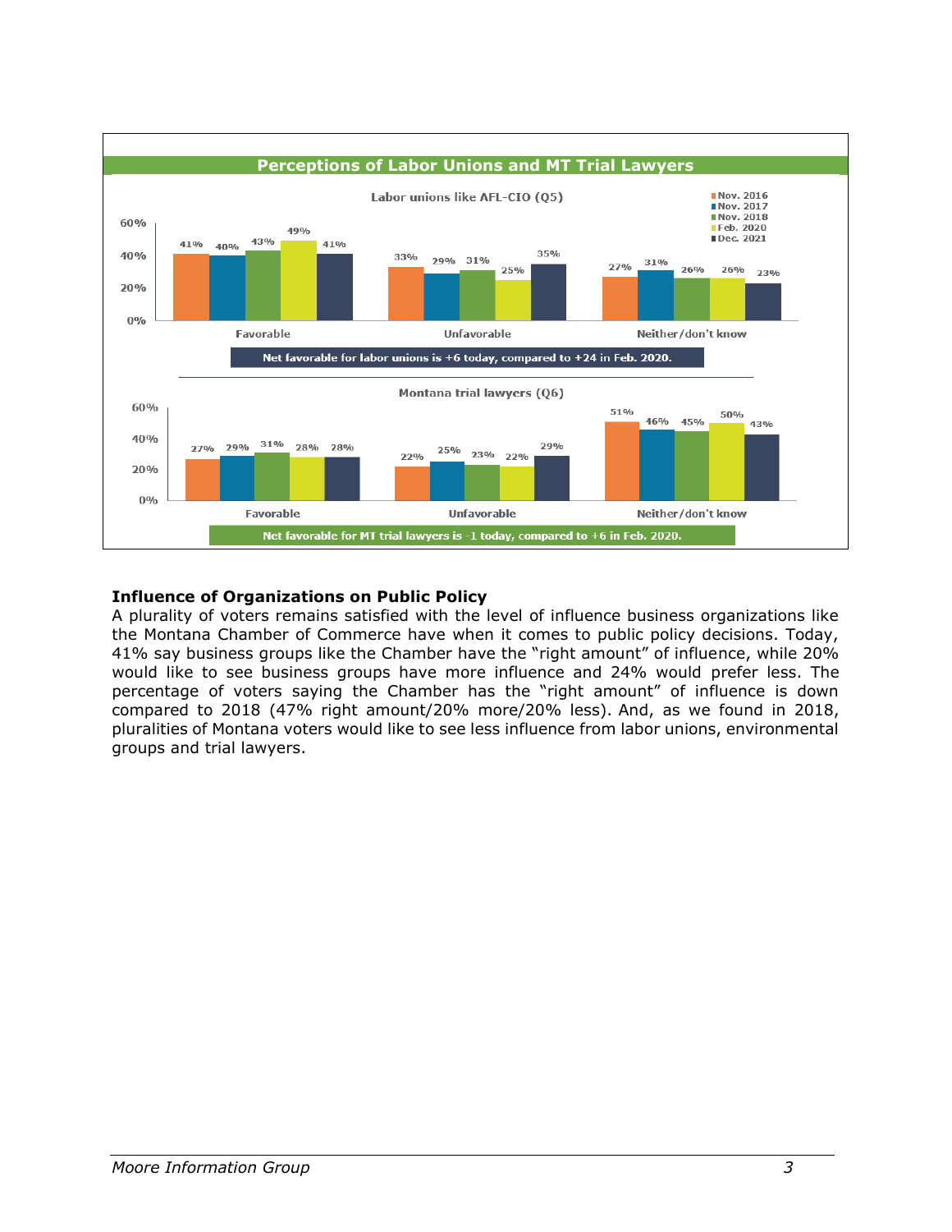## Perceptions of Labor Unions and MT Trial Lawyers

**Labor unions like AFL-CIO (Q5)**

| | Nov. 2016 | Nov. 2017 | Nov. 2018 | Feb. 2020 | Dec. 2021 |
|---|---|---|---|---|---|
| Favorable | 41% | 40% | 43% | 49% | 41% |
| Unfavorable | 33% | 29% | 31% | 25% | 35% |
| Neither/don't know | 27% | 31% | 26% | 26% | 23% |

**Net favorable for labor unions is +6 today, compared to +24 in Feb. 2020.**

**Montana trial lawyers (Q6)**

| | Nov. 2016 | Nov. 2017 | Nov. 2018 | Feb. 2020 | Dec. 2021 |
|---|---|---|---|---|---|
| Favorable | 27% | 29% | 31% | 28% | 28% |
| Unfavorable | 22% | 25% | 23% | 22% | 29% |
| Neither/don't know | 51% | 46% | 45% | 50% | 43% |

**Net favorable for MT trial lawyers is -1 today, compared to +6 in Feb. 2020.**

### Influence of Organizations on Public Policy

A plurality of voters remains satisfied with the level of influence business organizations like the Montana Chamber of Commerce have when it comes to public policy decisions. Today, 41% say business groups like the Chamber have the "right amount" of influence, while 20% would like to see business groups have more influence and 24% would prefer less. The percentage of voters saying the Chamber has the "right amount" of influence is down compared to 2018 (47% right amount/20% more/20% less). And, as we found in 2018, pluralities of Montana voters would like to see less influence from labor unions, environmental groups and trial lawyers.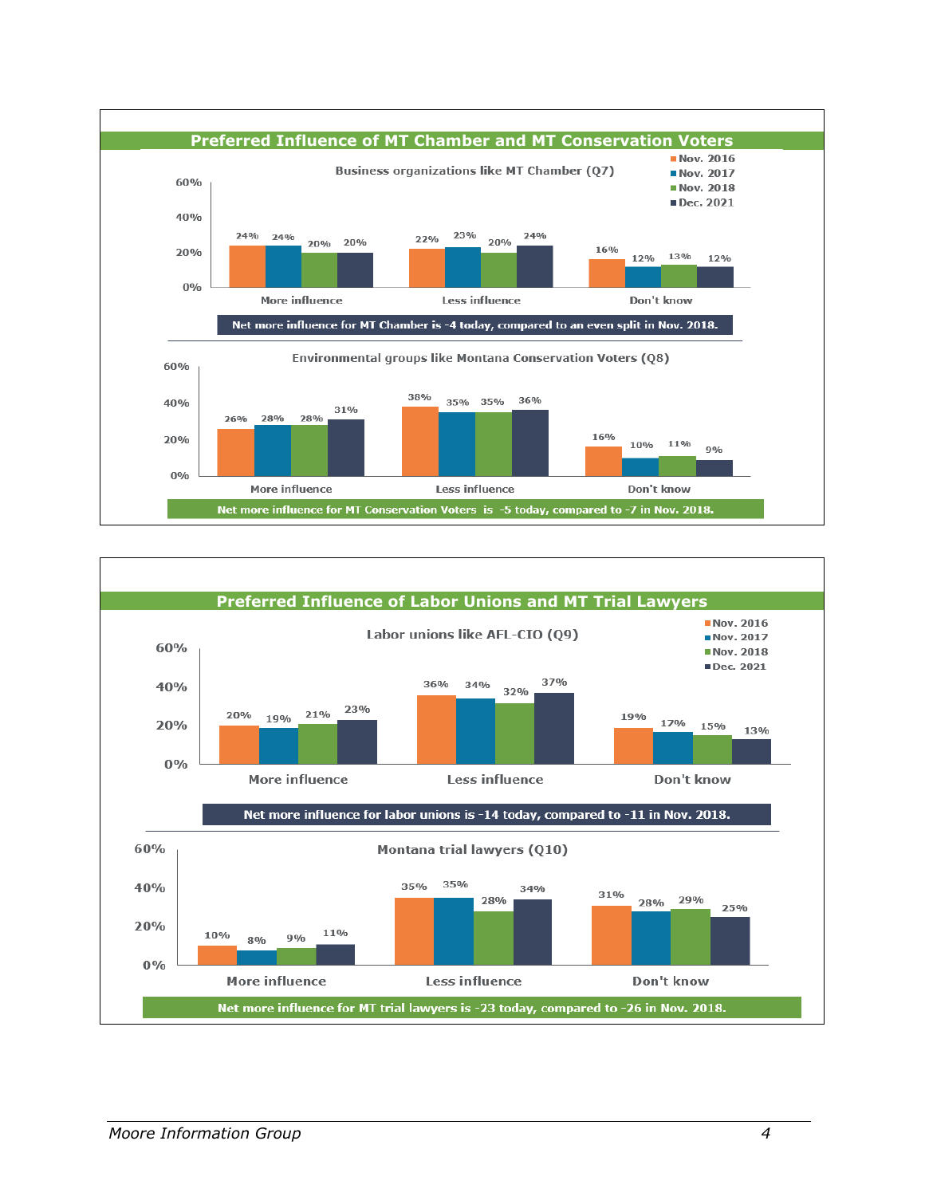## Preferred Influence of MT Chamber and MT Conservation Voters

### Business organizations like MT Chamber (Q7)

| | Nov. 2016 | Nov. 2017 | Nov. 2018 | Dec. 2021 |
|---|---|---|---|---|
| More influence | 24% | 24% | 20% | 20% |
| Less influence | 22% | 23% | 20% | 24% |
| Don't know | 16% | 12% | 13% | 12% |

**Net more influence for MT Chamber is -4 today, compared to an even split in Nov. 2018.**

### Environmental groups like Montana Conservation Voters (Q8)

| | Nov. 2016 | Nov. 2017 | Nov. 2018 | Dec. 2021 |
|---|---|---|---|---|
| More influence | 26% | 28% | 28% | 31% |
| Less influence | 38% | 35% | 35% | 36% |
| Don't know | 16% | 10% | 11% | 9% |

**Net more influence for MT Conservation Voters is -5 today, compared to -7 in Nov. 2018.**

## Preferred Influence of Labor Unions and MT Trial Lawyers

### Labor unions like AFL-CIO (Q9)

| | Nov. 2016 | Nov. 2017 | Nov. 2018 | Dec. 2021 |
|---|---|---|---|---|
| More influence | 20% | 19% | 21% | 23% |
| Less influence | 36% | 34% | 32% | 37% |
| Don't know | 19% | 17% | 15% | 13% |

**Net more influence for labor unions is -14 today, compared to -11 in Nov. 2018.**

### Montana trial lawyers (Q10)

| | Nov. 2016 | Nov. 2017 | Nov. 2018 | Dec. 2021 |
|---|---|---|---|---|
| More influence | 10% | 8% | 9% | 11% |
| Less influence | 35% | 35% | 28% | 34% |
| Don't know | 31% | 28% | 29% | 25% |

**Net more influence for MT trial lawyers is -23 today, compared to -26 in Nov. 2018.**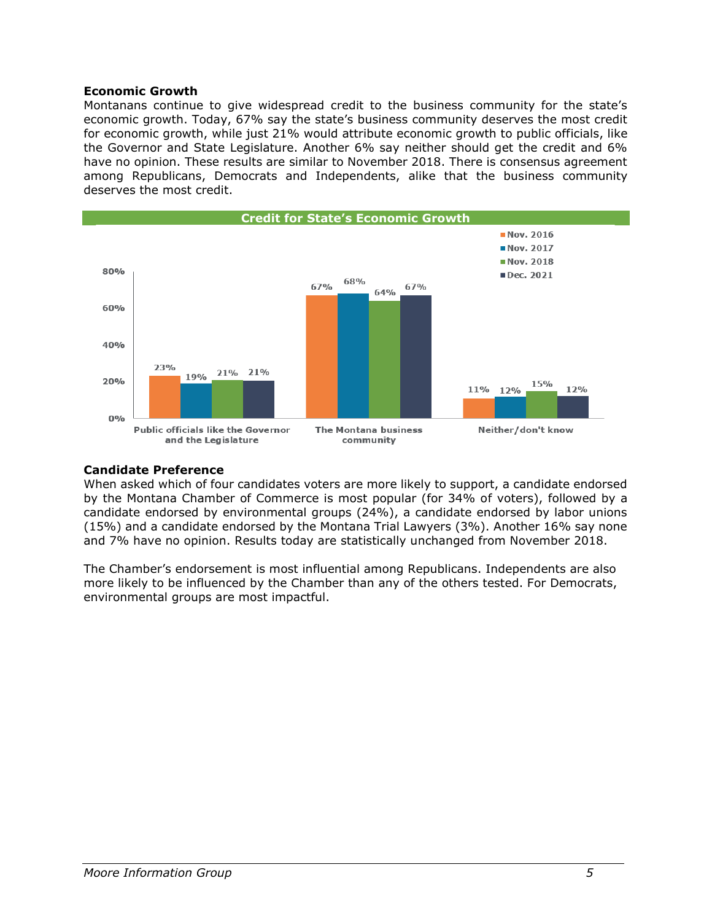### Economic Growth

Montanans continue to give widespread credit to the business community for the state's economic growth. Today, 67% say the state's business community deserves the most credit for economic growth, while just 21% would attribute economic growth to public officials, like the Governor and State Legislature. Another 6% say neither should get the credit and 6% have no opinion. These results are similar to November 2018. There is consensus agreement among Republicans, Democrats and Independents, alike that the business community deserves the most credit.

**Credit for State's Economic Growth**

| | Nov. 2016 | Nov. 2017 | Nov. 2018 | Dec. 2021 |
|---|---|---|---|---|
| Public officials like the Governor and the Legislature | 23% | 19% | 21% | 21% |
| The Montana business community | 67% | 68% | 64% | 67% |
| Neither/don't know | 11% | 12% | 15% | 12% |

### Candidate Preference

When asked which of four candidates voters are more likely to support, a candidate endorsed by the Montana Chamber of Commerce is most popular (for 34% of voters), followed by a candidate endorsed by environmental groups (24%), a candidate endorsed by labor unions (15%) and a candidate endorsed by the Montana Trial Lawyers (3%). Another 16% say none and 7% have no opinion. Results today are statistically unchanged from November 2018.

The Chamber's endorsement is most influential among Republicans. Independents are also more likely to be influenced by the Chamber than any of the others tested. For Democrats, environmental groups are most impactful.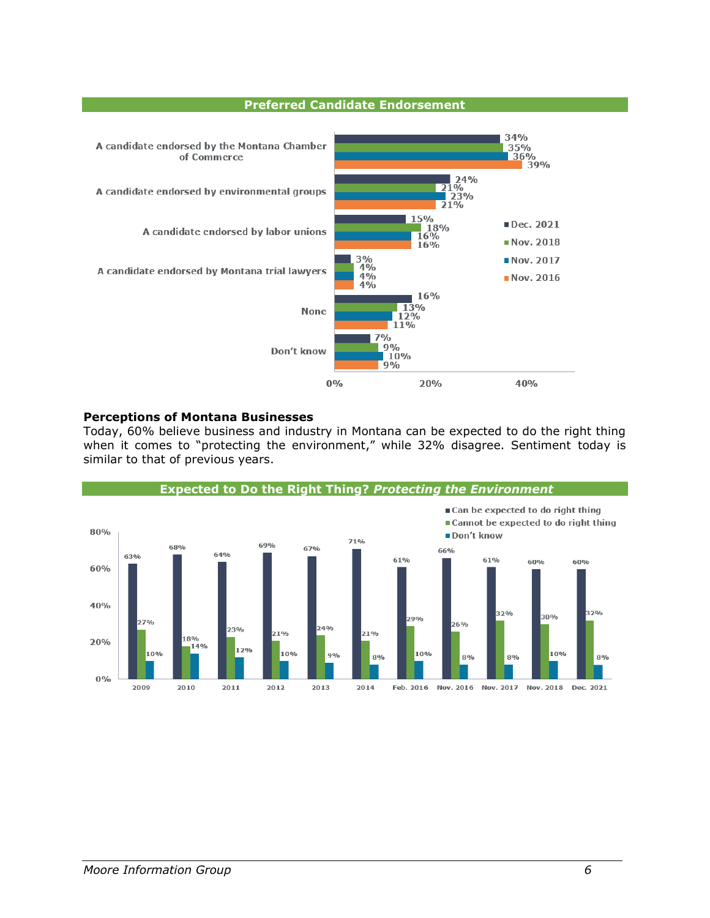## Preferred Candidate Endorsement

| | Dec. 2021 | Nov. 2018 | Nov. 2017 | Nov. 2016 |
|---|---|---|---|---|
| A candidate endorsed by the Montana Chamber of Commerce | 34% | 35% | 36% | 39% |
| A candidate endorsed by environmental groups | 24% | 21% | 23% | 21% |
| A candidate endorsed by labor unions | 15% | 18% | 16% | 16% |
| A candidate endorsed by Montana trial lawyers | 3% | 4% | 4% | 4% |
| None | 16% | 13% | 12% | 11% |
| Don't know | 7% | 9% | 10% | 9% |

### Perceptions of Montana Businesses

Today, 60% believe business and industry in Montana can be expected to do the right thing when it comes to "protecting the environment," while 32% disagree. Sentiment today is similar to that of previous years.

## Expected to Do the Right Thing? *Protecting the Environment*

| | 2009 | 2010 | 2011 | 2012 | 2013 | 2014 | Feb. 2016 | Nov. 2016 | Nov. 2017 | Nov. 2018 | Dec. 2021 |
|---|---|---|---|---|---|---|---|---|---|---|---|
| Can be expected to do right thing | 63% | 68% | 64% | 69% | 67% | 71% | 61% | 66% | 61% | 60% | 60% |
| Cannot be expected to do right thing | 27% | 18% | 23% | 21% | 24% | 21% | 29% | 26% | 32% | 30% | 32% |
| Don't know | 10% | 14% | 12% | 10% | 9% | 8% | 10% | 8% | 8% | 10% | 8% |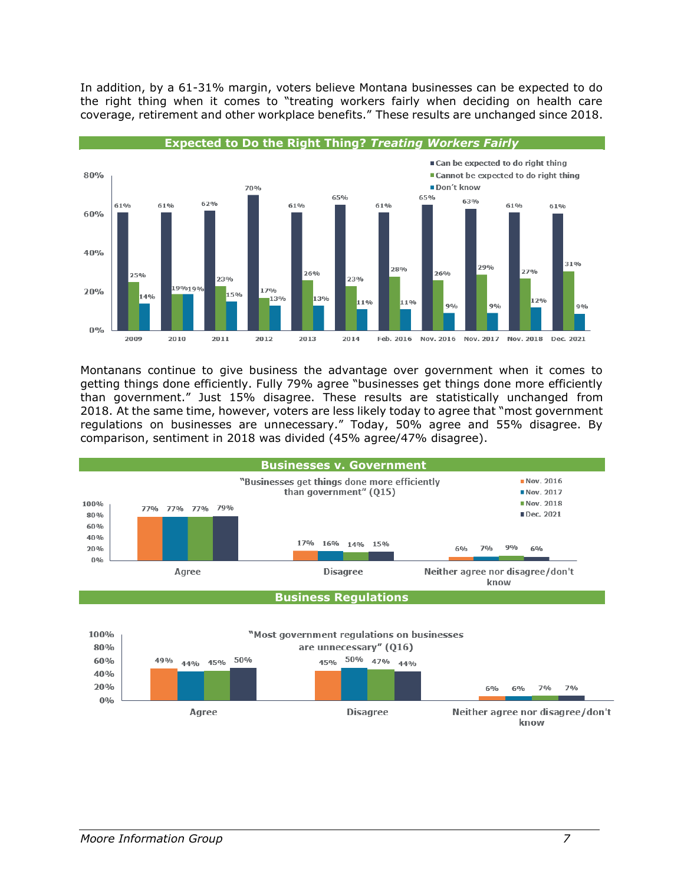In addition, by a 61-31% margin, voters believe Montana businesses can be expected to do the right thing when it comes to "treating workers fairly when deciding on health care coverage, retirement and other workplace benefits." These results are unchanged since 2018.

**Expected to Do the Right Thing? *Treating Workers Fairly***

| | 2009 | 2010 | 2011 | 2012 | 2013 | 2014 | Feb. 2016 | Nov. 2016 | Nov. 2017 | Nov. 2018 | Dec. 2021 |
|---|---|---|---|---|---|---|---|---|---|---|---|
| Can be expected to do right thing | 61% | 61% | 62% | 70% | 61% | 65% | 61% | 65% | 63% | 61% | 61% |
| Cannot be expected to do right thing | 25% | 19% | 23% | 17% | 26% | 23% | 28% | 26% | 29% | 27% | 31% |
| Don't know | 14% | 19% | 15% | 13% | 13% | 11% | 11% | 9% | 9% | 12% | 9% |

Montanans continue to give business the advantage over government when it comes to getting things done efficiently. Fully 79% agree "businesses get things done more efficiently than government." Just 15% disagree. These results are statistically unchanged from 2018. At the same time, however, voters are less likely today to agree that "most government regulations on businesses are unnecessary." Today, 50% agree and 55% disagree. By comparison, sentiment in 2018 was divided (45% agree/47% disagree).

**Businesses v. Government**

"Businesses get things done more efficiently than government" (Q15)

| | Nov. 2016 | Nov. 2017 | Nov. 2018 | Dec. 2021 |
|---|---|---|---|---|
| Agree | 77% | 77% | 77% | 79% |
| Disagree | 17% | 16% | 14% | 15% |
| Neither agree nor disagree/don't know | 6% | 7% | 9% | 6% |

**Business Regulations**

"Most government regulations on businesses are unnecessary" (Q16)

| | Nov. 2016 | Nov. 2017 | Nov. 2018 | Dec. 2021 |
|---|---|---|---|---|
| Agree | 49% | 44% | 45% | 50% |
| Disagree | 45% | 50% | 47% | 44% |
| Neither agree nor disagree/don't know | 6% | 6% | 7% | 7% |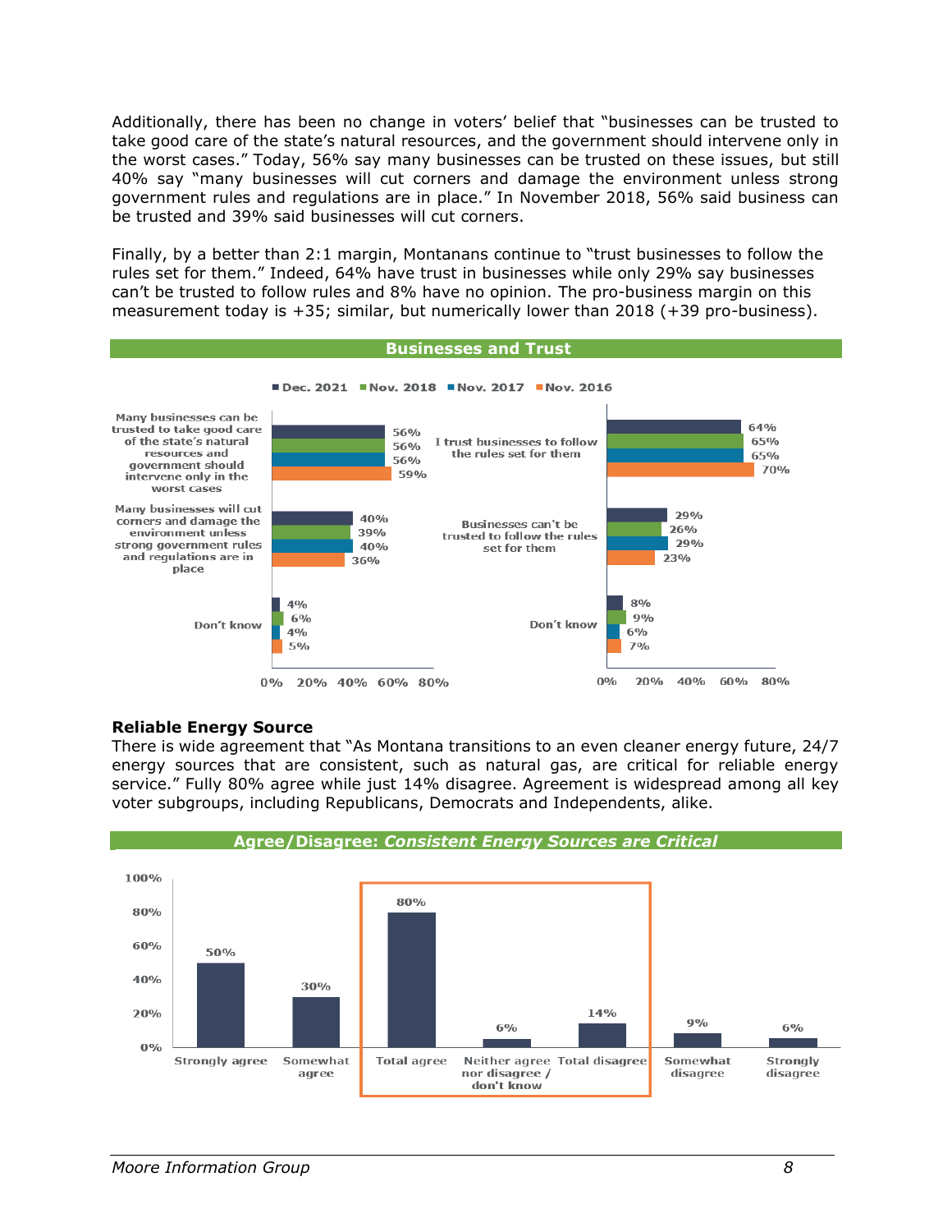Additionally, there has been no change in voters' belief that "businesses can be trusted to take good care of the state's natural resources, and the government should intervene only in the worst cases." Today, 56% say many businesses can be trusted on these issues, but still 40% say "many businesses will cut corners and damage the environment unless strong government rules and regulations are in place." In November 2018, 56% said business can be trusted and 39% said businesses will cut corners.

Finally, by a better than 2:1 margin, Montanans continue to "trust businesses to follow the rules set for them." Indeed, 64% have trust in businesses while only 29% say businesses can't be trusted to follow rules and 8% have no opinion. The pro-business margin on this measurement today is +35; similar, but numerically lower than 2018 (+39 pro-business).

**Businesses and Trust**

Dec. 2021 | Nov. 2018 | Nov. 2017 | Nov. 2016

Many businesses can be trusted to take good care of the state's natural resources and government should intervene only in the worst cases
56%
56%
56%
59%

Many businesses will cut corners and damage the environment unless strong government rules and regulations are in place
40%
39%
40%
36%

Don't know
4%
6%
4%
5%

0% 20% 40% 60% 80%

I trust businesses to follow the rules set for them
64%
65%
65%
70%

Businesses can't be trusted to follow the rules set for them
29%
26%
29%
23%

Don't know
8%
9%
6%
7%

0% 20% 40% 60% 80%

## Reliable Energy Source

There is wide agreement that "As Montana transitions to an even cleaner energy future, 24/7 energy sources that are consistent, such as natural gas, are critical for reliable energy service." Fully 80% agree while just 14% disagree. Agreement is widespread among all key voter subgroups, including Republicans, Democrats and Independents, alike.

**Agree/Disagree: *Consistent Energy Sources are Critical***

100%
80%
60%
40%
20%
0%

Strongly agree 50%
Somewhat agree 30%
Total agree 80%
Neither agree nor disagree / don't know 6%
Total disagree 14%
Somewhat disagree 9%
Strongly disagree 6%